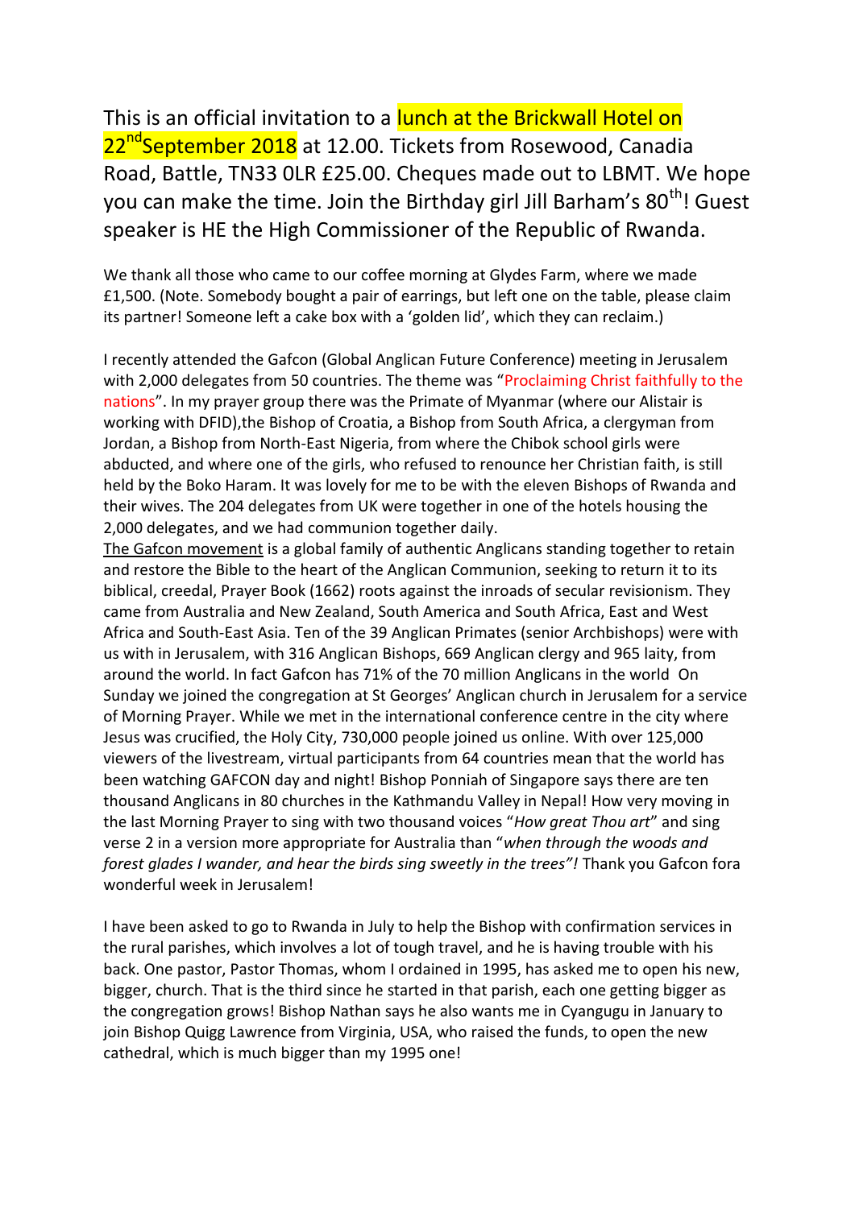This is an official invitation to a lunch at the Brickwall Hotel on 22nd September 2018 at 12.00. Tickets from Rosewood, Canadia Road, Battle, TN33 0LR £25.00. Cheques made out to LBMT. We hope you can make the time. Join the Birthday girl Jill Barham's 80th! Guest speaker is HE the High Commissioner of the Republic of Rwanda.

We thank all those who came to our coffee morning at Glydes Farm, where we made £1,500. (Note. Somebody bought a pair of earrings, but left one on the table, please claim its partner! Someone left a cake box with a 'golden lid', which they can reclaim.)

I recently attended the Gafcon (Global Anglican Future Conference) meeting in Jerusalem with 2,000 delegates from 50 countries. The theme was "Proclaiming Christ faithfully to the nations". In my prayer group there was the Primate of Myanmar (where our Alistair is working with DFID),the Bishop of Croatia, a Bishop from South Africa, a clergyman from Jordan, a Bishop from North-East Nigeria, from where the Chibok school girls were abducted, and where one of the girls, who refused to renounce her Christian faith, is still held by the Boko Haram. It was lovely for me to be with the eleven Bishops of Rwanda and their wives. The 204 delegates from UK were together in one of the hotels housing the 2,000 delegates, and we had communion together daily.

The Gafcon movement is a global family of authentic Anglicans standing together to retain and restore the Bible to the heart of the Anglican Communion, seeking to return it to its biblical, creedal, Prayer Book (1662) roots against the inroads of secular revisionism. They came from Australia and New Zealand, South America and South Africa, East and West Africa and South-East Asia. Ten of the 39 Anglican Primates (senior Archbishops) were with us with in Jerusalem, with 316 Anglican Bishops, 669 Anglican clergy and 965 laity, from around the world. In fact Gafcon has 71% of the 70 million Anglicans in the world On Sunday we joined the congregation at St Georges' Anglican church in Jerusalem for a service of Morning Prayer. While we met in the international conference centre in the city where Jesus was crucified, the Holy City, 730,000 people joined us online. With over 125,000 viewers of the livestream, virtual participants from 64 countries mean that the world has been watching GAFCON day and night! Bishop Ponniah of Singapore says there are ten thousand Anglicans in 80 churches in the Kathmandu Valley in Nepal! How very moving in the last Morning Prayer to sing with two thousand voices "*How great Thou art*" and sing verse 2 in a version more appropriate for Australia than "*when through the woods and forest glades I wander, and hear the birds sing sweetly in the trees"!* Thank you Gafcon fora wonderful week in Jerusalem!

I have been asked to go to Rwanda in July to help the Bishop with confirmation services in the rural parishes, which involves a lot of tough travel, and he is having trouble with his back. One pastor, Pastor Thomas, whom I ordained in 1995, has asked me to open his new, bigger, church. That is the third since he started in that parish, each one getting bigger as the congregation grows! Bishop Nathan says he also wants me in Cyangugu in January to join Bishop Quigg Lawrence from Virginia, USA, who raised the funds, to open the new cathedral, which is much bigger than my 1995 one!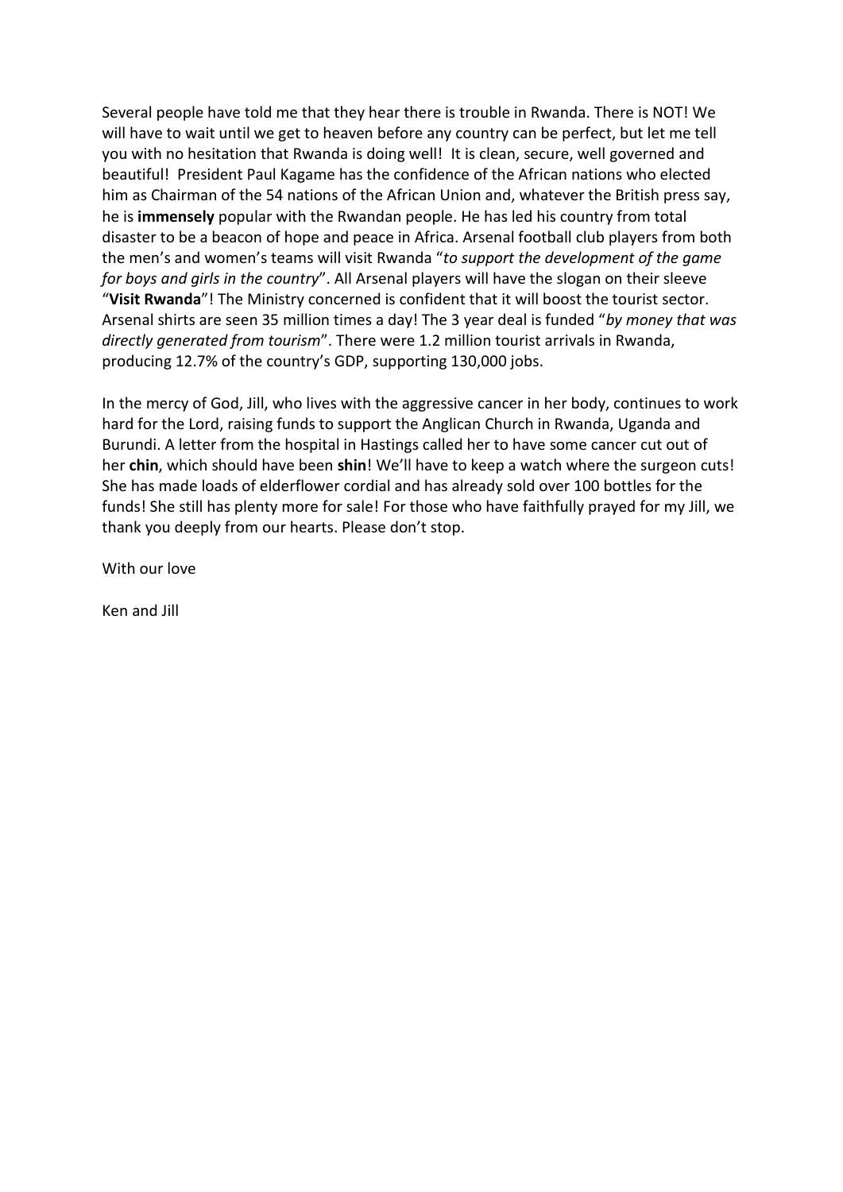Several people have told me that they hear there is trouble in Rwanda. There is NOT! We will have to wait until we get to heaven before any country can be perfect, but let me tell you with no hesitation that Rwanda is doing well! It is clean, secure, well governed and beautiful! President Paul Kagame has the confidence of the African nations who elected him as Chairman of the 54 nations of the African Union and, whatever the British press say, he is **immensely** popular with the Rwandan people. He has led his country from total disaster to be a beacon of hope and peace in Africa. Arsenal football club players from both the men's and women's teams will visit Rwanda "*to support the development of the game for boys and girls in the country*". All Arsenal players will have the slogan on their sleeve "**Visit Rwanda**"! The Ministry concerned is confident that it will boost the tourist sector. Arsenal shirts are seen 35 million times a day! The 3 year deal is funded "*by money that was directly generated from tourism*". There were 1.2 million tourist arrivals in Rwanda, producing 12.7% of the country's GDP, supporting 130,000 jobs.

In the mercy of God, Jill, who lives with the aggressive cancer in her body, continues to work hard for the Lord, raising funds to support the Anglican Church in Rwanda, Uganda and Burundi. A letter from the hospital in Hastings called her to have some cancer cut out of her **chin**, which should have been **shin**! We'll have to keep a watch where the surgeon cuts! She has made loads of elderflower cordial and has already sold over 100 bottles for the funds! She still has plenty more for sale! For those who have faithfully prayed for my Jill, we thank you deeply from our hearts. Please don't stop.

With our love

Ken and Jill